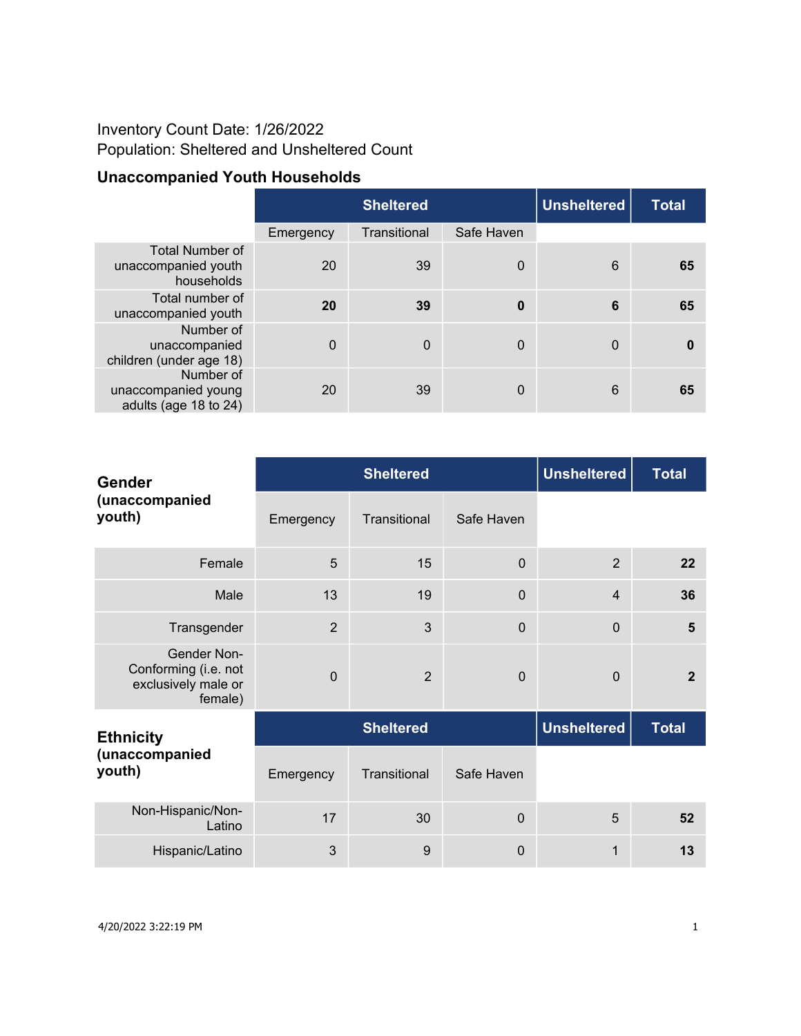Inventory Count Date: 1/26/2022

Population: Sheltered and Unsheltered Count

### Unaccompanied Youth Households

| | Sheltered | | | Unsheltered | Total |
|---|---|---|---|---|---|
| | Emergency | Transitional | Safe Haven | | |
| Total Number of unaccompanied youth households | 20 | 39 | 0 | 6 | **65** |
| Total number of unaccompanied youth | **20** | **39** | **0** | **6** | **65** |
| Number of unaccompanied children (under age 18) | 0 | 0 | 0 | 0 | **0** |
| Number of unaccompanied young adults (age 18 to 24) | 20 | 39 | 0 | 6 | **65** |

| **Gender (unaccompanied youth)** | Sheltered | | | Unsheltered | Total |
|---|---|---|---|---|---|
| | Emergency | Transitional | Safe Haven | | |
| Female | 5 | 15 | 0 | 2 | **22** |
| Male | 13 | 19 | 0 | 4 | **36** |
| Transgender | 2 | 3 | 0 | 0 | **5** |
| Gender Non-Conforming (i.e. not exclusively male or female) | 0 | 2 | 0 | 0 | **2** |

| **Ethnicity (unaccompanied youth)** | Sheltered | | | Unsheltered | Total |
|---|---|---|---|---|---|
| | Emergency | Transitional | Safe Haven | | |
| Non-Hispanic/Non-Latino | 17 | 30 | 0 | 5 | **52** |
| Hispanic/Latino | 3 | 9 | 0 | 1 | **13** |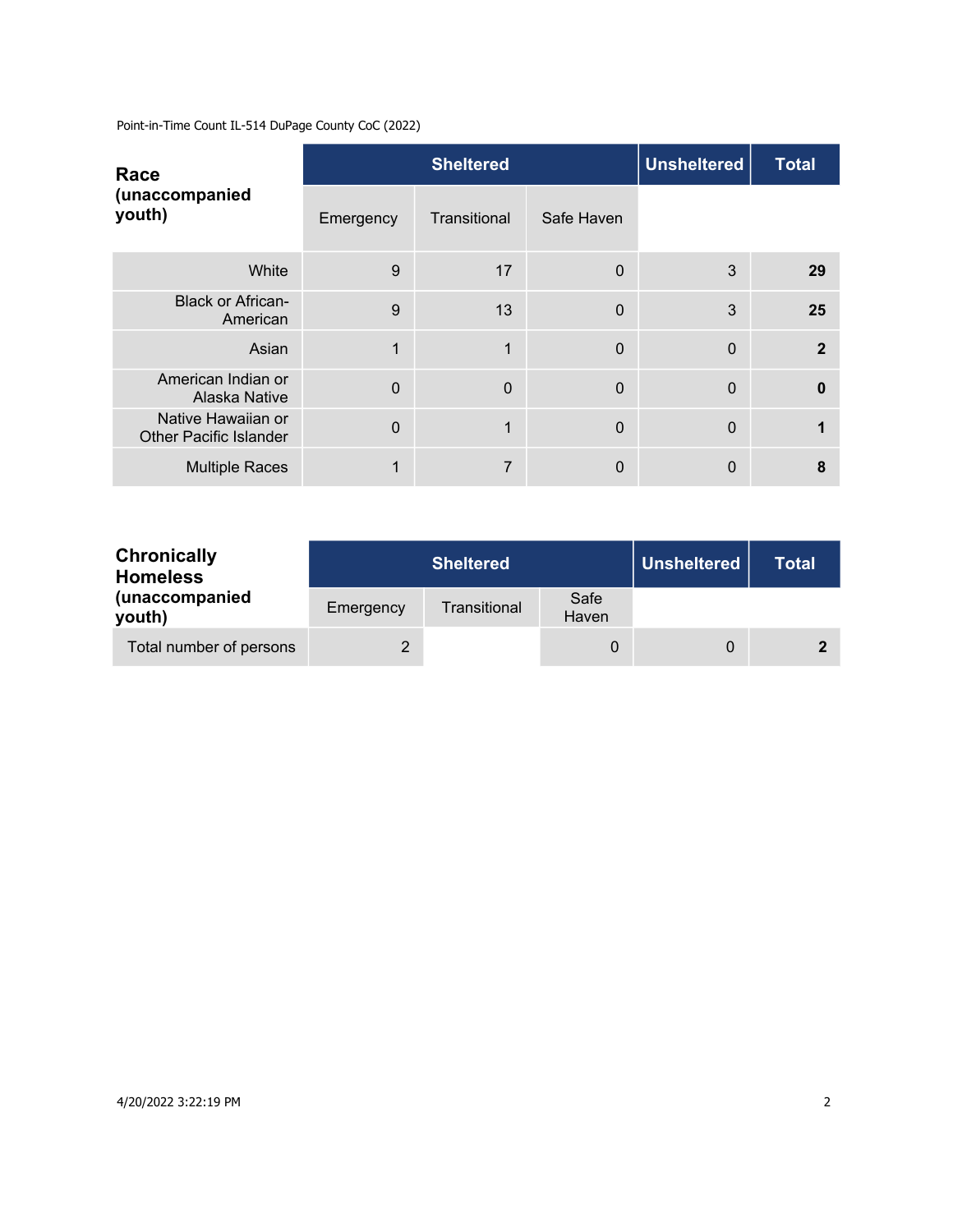Point-in-Time Count IL-514 DuPage County CoC (2022)

| Race (unaccompanied youth) | Sheltered | | | Unsheltered | Total |
|---|---|---|---|---|---|
| | Emergency | Transitional | Safe Haven | | |
| White | 9 | 17 | 0 | 3 | **29** |
| Black or African-American | 9 | 13 | 0 | 3 | **25** |
| Asian | 1 | 1 | 0 | 0 | **2** |
| American Indian or Alaska Native | 0 | 0 | 0 | 0 | **0** |
| Native Hawaiian or Other Pacific Islander | 0 | 1 | 0 | 0 | **1** |
| Multiple Races | 1 | 7 | 0 | 0 | **8** |

| Chronically Homeless (unaccompanied youth) | Sheltered | | | Unsheltered | Total |
|---|---|---|---|---|---|
| | Emergency | Transitional | Safe Haven | | |
| Total number of persons | 2 | | 0 | 0 | **2** |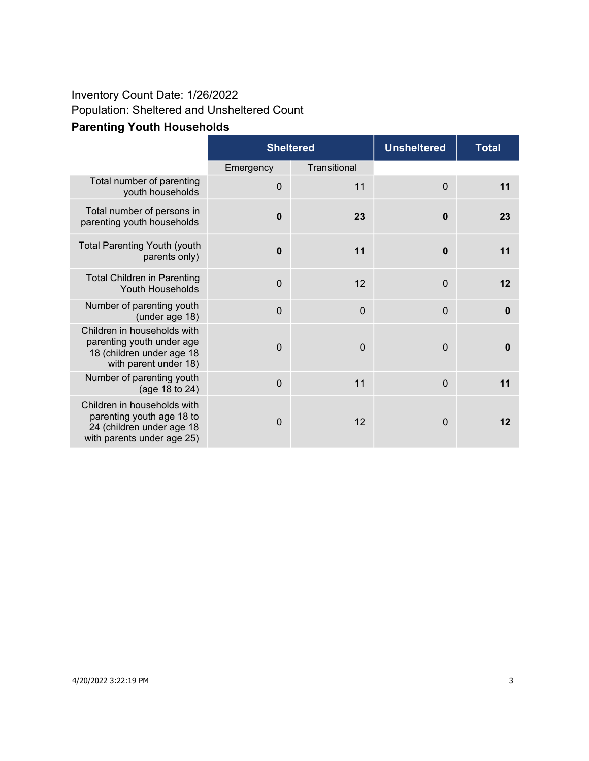Inventory Count Date: 1/26/2022

Population: Sheltered and Unsheltered Count

### Parenting Youth Households

| | Sheltered | | Unsheltered | Total |
|---|---|---|---|---|
| | Emergency | Transitional | | |
| Total number of parenting youth households | 0 | 11 | 0 | **11** |
| Total number of persons in parenting youth households | **0** | **23** | **0** | **23** |
| Total Parenting Youth (youth parents only) | **0** | **11** | **0** | **11** |
| Total Children in Parenting Youth Households | 0 | 12 | 0 | **12** |
| Number of parenting youth (under age 18) | 0 | 0 | 0 | **0** |
| Children in households with parenting youth under age 18 (children under age 18 with parent under 18) | 0 | 0 | 0 | **0** |
| Number of parenting youth (age 18 to 24) | 0 | 11 | 0 | **11** |
| Children in households with parenting youth age 18 to 24 (children under age 18 with parents under age 25) | 0 | 12 | 0 | **12** |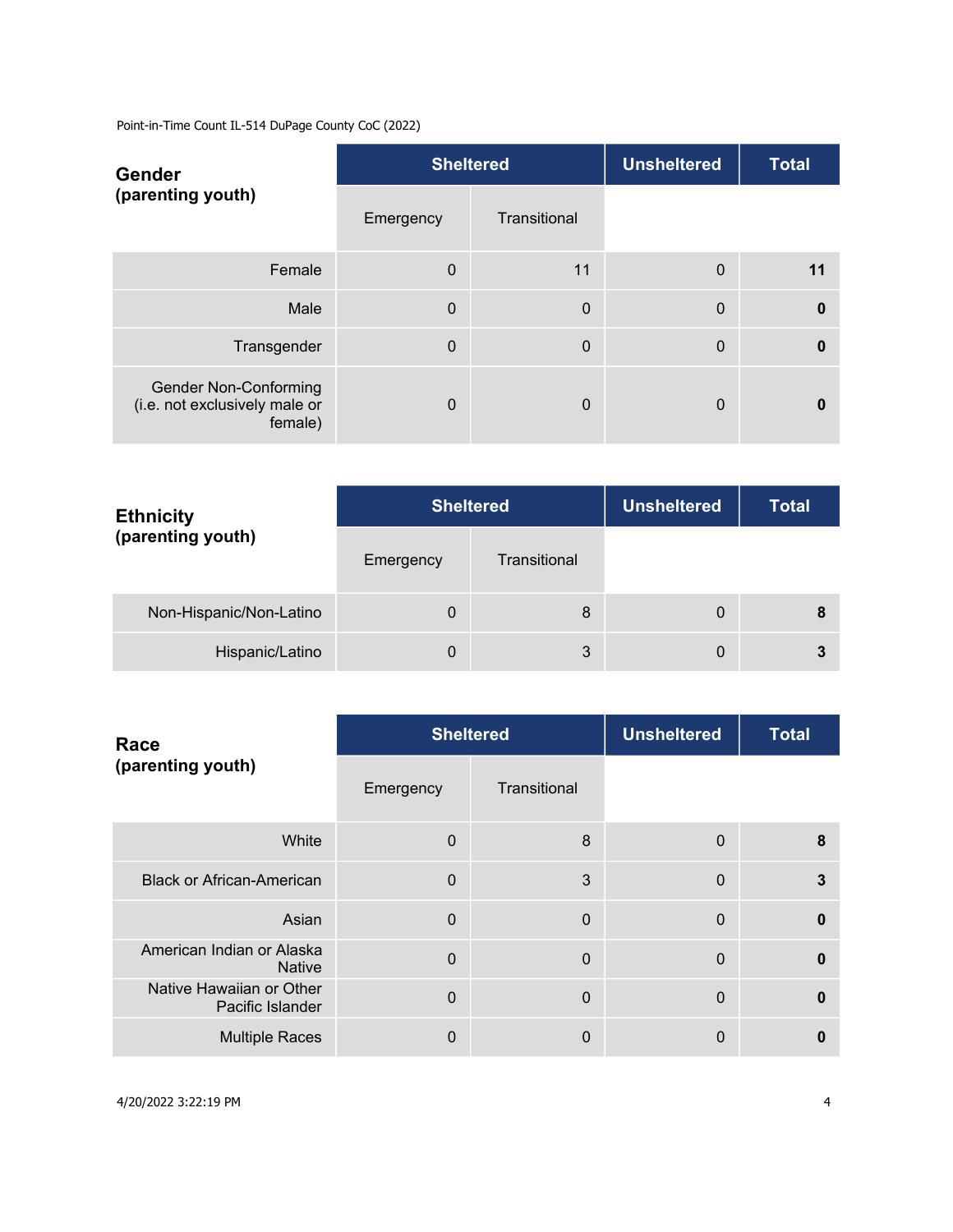Point-in-Time Count IL-514 DuPage County CoC (2022)

| Gender (parenting youth) | Sheltered | | Unsheltered | Total |
|---|---|---|---|---|
| | Emergency | Transitional | | |
| Female | 0 | 11 | 0 | **11** |
| Male | 0 | 0 | 0 | **0** |
| Transgender | 0 | 0 | 0 | **0** |
| Gender Non-Conforming (i.e. not exclusively male or female) | 0 | 0 | 0 | **0** |

| Ethnicity (parenting youth) | Sheltered | | Unsheltered | Total |
|---|---|---|---|---|
| | Emergency | Transitional | | |
| Non-Hispanic/Non-Latino | 0 | 8 | 0 | **8** |
| Hispanic/Latino | 0 | 3 | 0 | **3** |

| Race (parenting youth) | Sheltered | | Unsheltered | Total |
|---|---|---|---|---|
| | Emergency | Transitional | | |
| White | 0 | 8 | 0 | **8** |
| Black or African-American | 0 | 3 | 0 | **3** |
| Asian | 0 | 0 | 0 | **0** |
| American Indian or Alaska Native | 0 | 0 | 0 | **0** |
| Native Hawaiian or Other Pacific Islander | 0 | 0 | 0 | **0** |
| Multiple Races | 0 | 0 | 0 | **0** |

4/20/2022 3:22:19 PM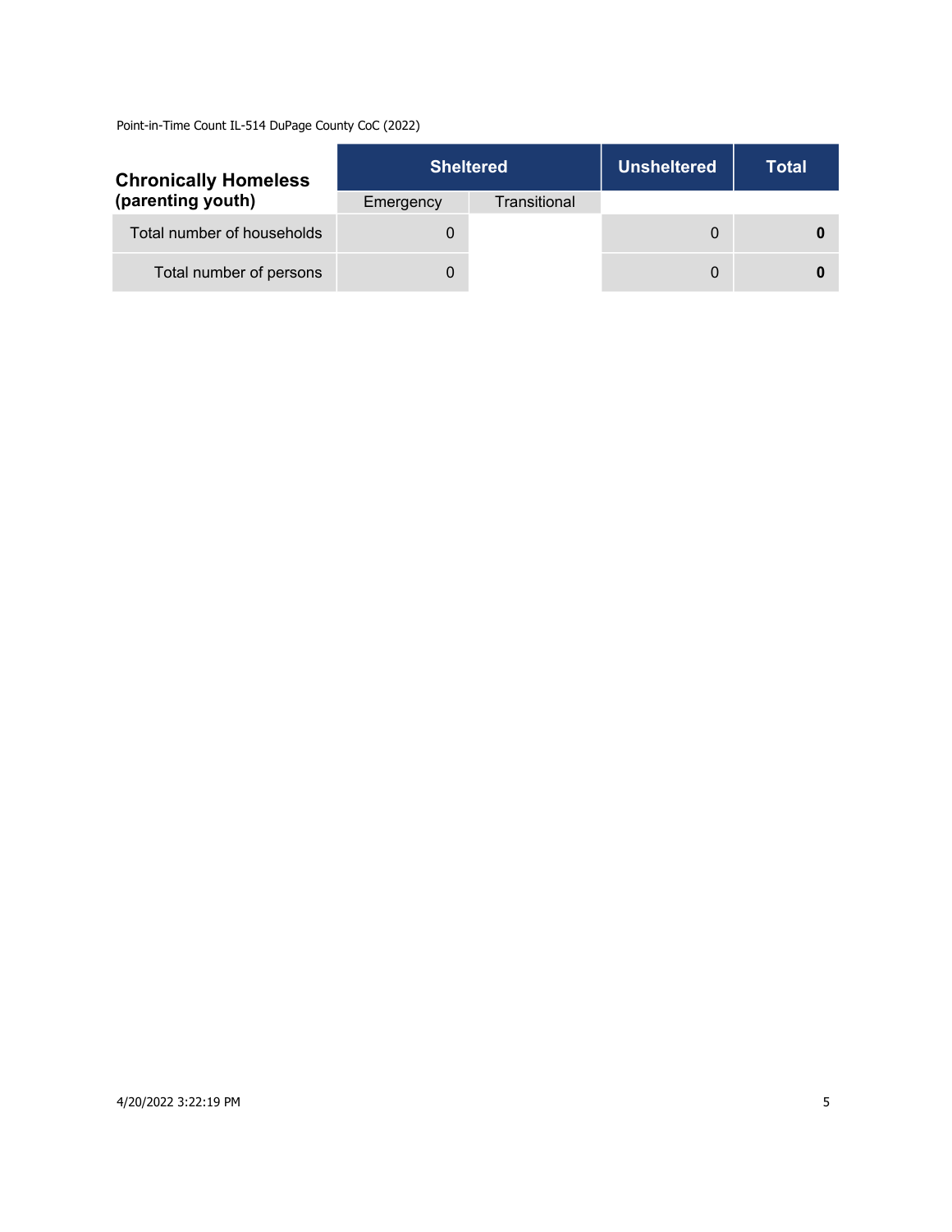Point-in-Time Count IL-514 DuPage County CoC (2022)

| Chronically Homeless (parenting youth) | Sheltered | | Unsheltered | Total |
|---|---|---|---|---|
| | Emergency | Transitional | | |
| Total number of households | 0 | | 0 | **0** |
| Total number of persons | 0 | | 0 | **0** |

4/20/2022 3:22:19 PM